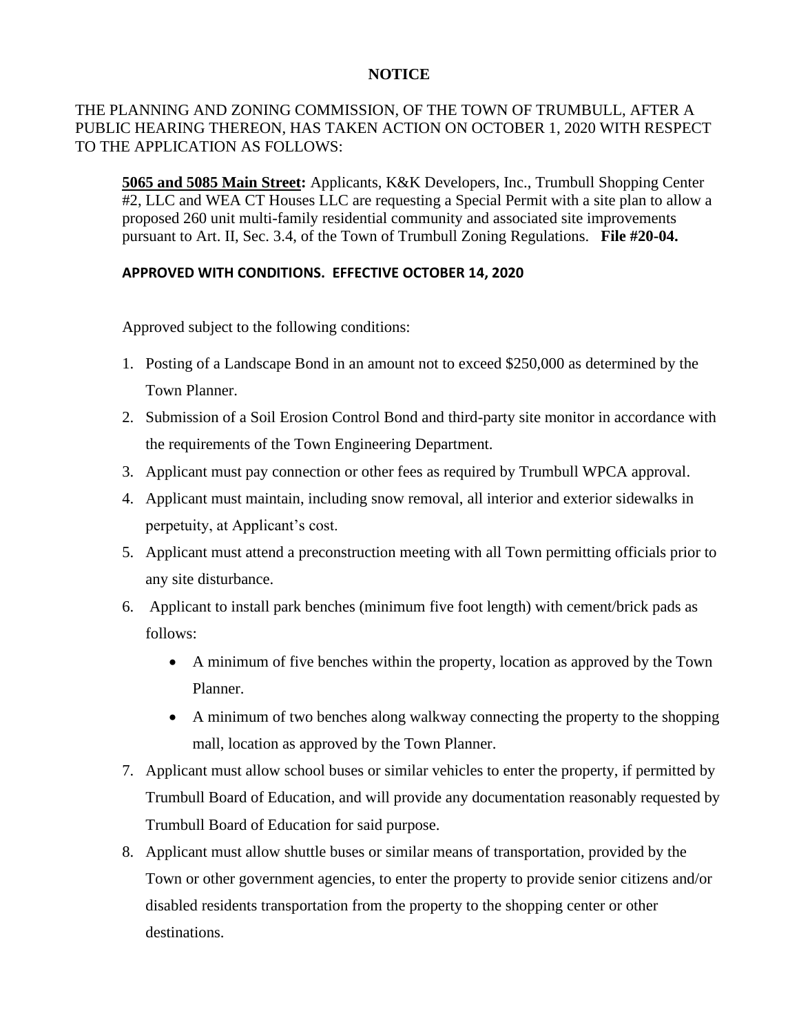# NOTICE

THE PLANNING AND ZONING COMMISSION, OF THE TOWN OF TRUMBULL, AFTER A PUBLIC HEARING THEREON, HAS TAKEN ACTION ON OCTOBER 1, 2020 WITH RESPECT TO THE APPLICATION AS FOLLOWS:

**5065 and 5085 Main Street:** Applicants, K&K Developers, Inc., Trumbull Shopping Center #2, LLC and WEA CT Houses LLC are requesting a Special Permit with a site plan to allow a proposed 260 unit multi-family residential community and associated site improvements pursuant to Art. II, Sec. 3.4, of the Town of Trumbull Zoning Regulations. **File #20-04.**

**APPROVED WITH CONDITIONS. EFFECTIVE OCTOBER 14, 2020**

Approved subject to the following conditions:

1. Posting of a Landscape Bond in an amount not to exceed $250,000 as determined by the Town Planner.
2. Submission of a Soil Erosion Control Bond and third-party site monitor in accordance with the requirements of the Town Engineering Department.
3. Applicant must pay connection or other fees as required by Trumbull WPCA approval.
4. Applicant must maintain, including snow removal, all interior and exterior sidewalks in perpetuity, at Applicant's cost.
5. Applicant must attend a preconstruction meeting with all Town permitting officials prior to any site disturbance.
6. Applicant to install park benches (minimum five foot length) with cement/brick pads as follows:
   - A minimum of five benches within the property, location as approved by the Town Planner.
   - A minimum of two benches along walkway connecting the property to the shopping mall, location as approved by the Town Planner.
7. Applicant must allow school buses or similar vehicles to enter the property, if permitted by Trumbull Board of Education, and will provide any documentation reasonably requested by Trumbull Board of Education for said purpose.
8. Applicant must allow shuttle buses or similar means of transportation, provided by the Town or other government agencies, to enter the property to provide senior citizens and/or disabled residents transportation from the property to the shopping center or other destinations.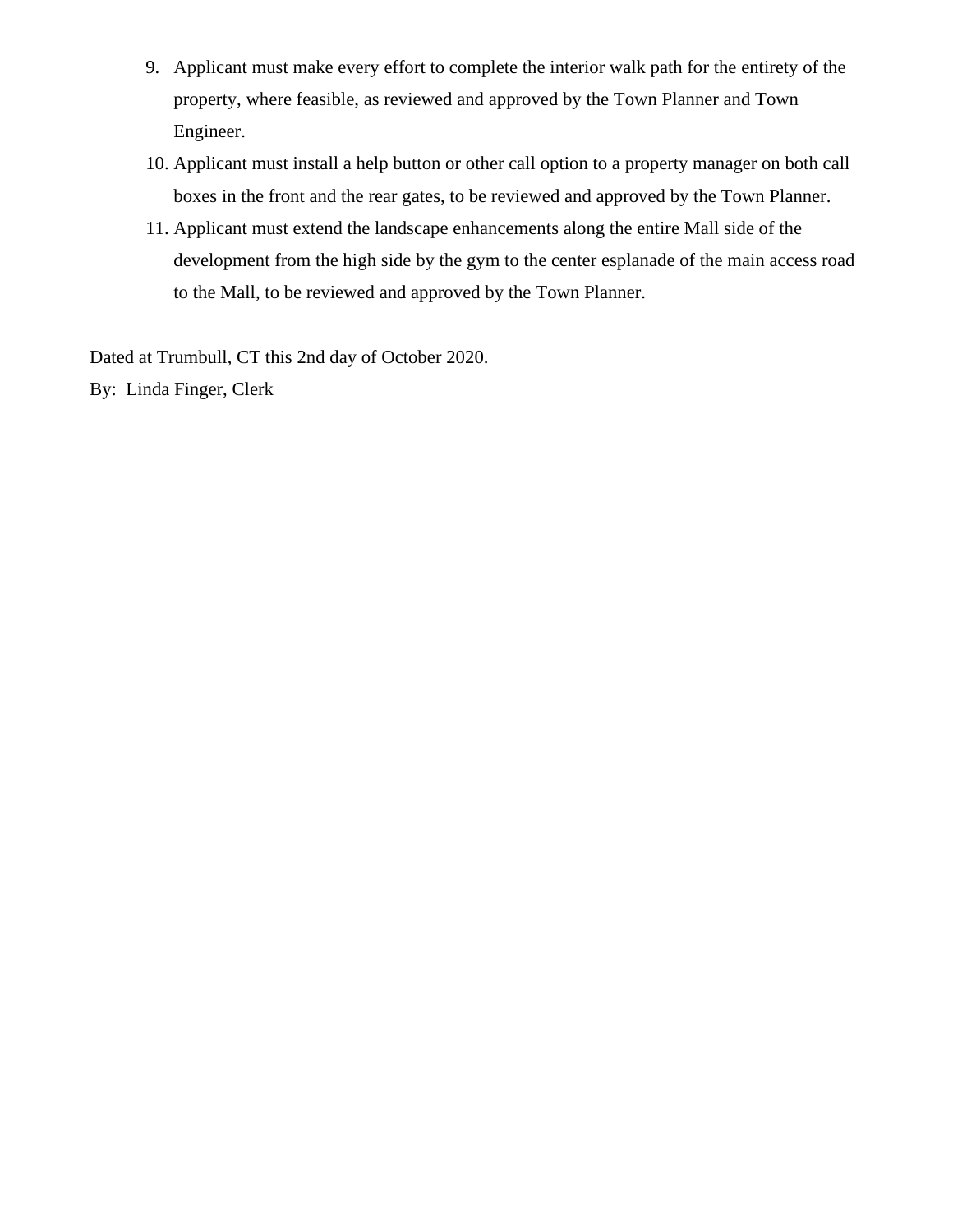9. Applicant must make every effort to complete the interior walk path for the entirety of the property, where feasible, as reviewed and approved by the Town Planner and Town Engineer.
10. Applicant must install a help button or other call option to a property manager on both call boxes in the front and the rear gates, to be reviewed and approved by the Town Planner.
11. Applicant must extend the landscape enhancements along the entire Mall side of the development from the high side by the gym to the center esplanade of the main access road to the Mall, to be reviewed and approved by the Town Planner.

Dated at Trumbull, CT this 2nd day of October 2020.
By: Linda Finger, Clerk